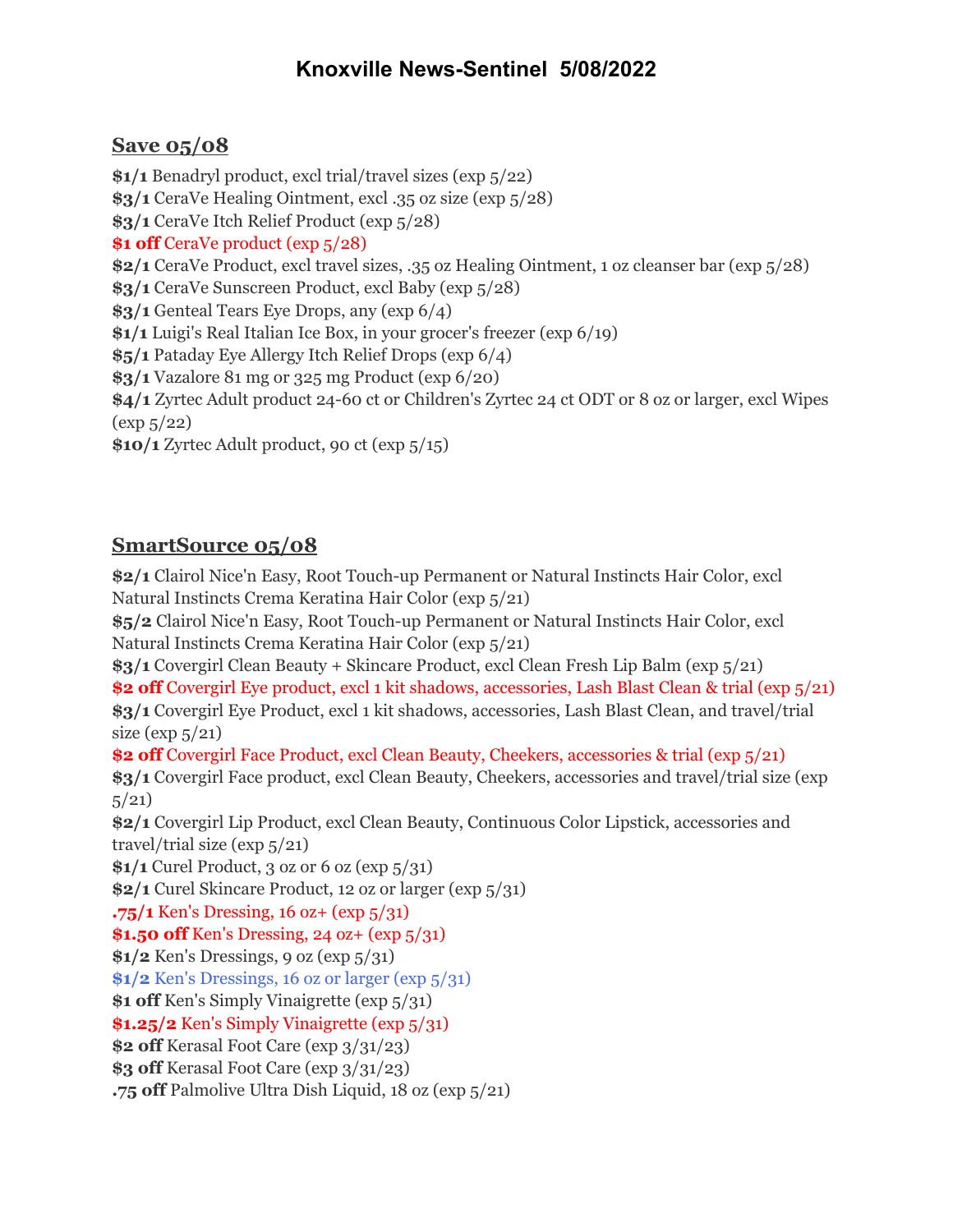# Knoxville News-Sentinel 5/08/2022

## Save 05/08

**$1/1** Benadryl product, excl trial/travel sizes (exp 5/22)
**$3/1** CeraVe Healing Ointment, excl .35 oz size (exp 5/28)
**$3/1** CeraVe Itch Relief Product (exp 5/28)
**$1 off** CeraVe product (exp 5/28)
**$2/1** CeraVe Product, excl travel sizes, .35 oz Healing Ointment, 1 oz cleanser bar (exp 5/28)
**$3/1** CeraVe Sunscreen Product, excl Baby (exp 5/28)
**$3/1** Genteal Tears Eye Drops, any (exp 6/4)
**$1/1** Luigi's Real Italian Ice Box, in your grocer's freezer (exp 6/19)
**$5/1** Pataday Eye Allergy Itch Relief Drops (exp 6/4)
**$3/1** Vazalore 81 mg or 325 mg Product (exp 6/20)
**$4/1** Zyrtec Adult product 24-60 ct or Children's Zyrtec 24 ct ODT or 8 oz or larger, excl Wipes (exp 5/22)
**$10/1** Zyrtec Adult product, 90 ct (exp 5/15)

## SmartSource 05/08

**$2/1** Clairol Nice'n Easy, Root Touch-up Permanent or Natural Instincts Hair Color, excl Natural Instincts Crema Keratina Hair Color (exp 5/21)
**$5/2** Clairol Nice'n Easy, Root Touch-up Permanent or Natural Instincts Hair Color, excl Natural Instincts Crema Keratina Hair Color (exp 5/21)
**$3/1** Covergirl Clean Beauty + Skincare Product, excl Clean Fresh Lip Balm (exp 5/21)
**$2 off** Covergirl Eye product, excl 1 kit shadows, accessories, Lash Blast Clean & trial (exp 5/21)
**$3/1** Covergirl Eye Product, excl 1 kit shadows, accessories, Lash Blast Clean, and travel/trial size (exp 5/21)
**$2 off** Covergirl Face Product, excl Clean Beauty, Cheekers, accessories & trial (exp 5/21)
**$3/1** Covergirl Face product, excl Clean Beauty, Cheekers, accessories and travel/trial size (exp 5/21)
**$2/1** Covergirl Lip Product, excl Clean Beauty, Continuous Color Lipstick, accessories and travel/trial size (exp 5/21)
**$1/1** Curel Product, 3 oz or 6 oz (exp 5/31)
**$2/1** Curel Skincare Product, 12 oz or larger (exp 5/31)
**.75/1** Ken's Dressing, 16 oz+ (exp 5/31)
**$1.50 off** Ken's Dressing, 24 oz+ (exp 5/31)
**$1/2** Ken's Dressings, 9 oz (exp 5/31)
**$1/2** Ken's Dressings, 16 oz or larger (exp 5/31)
**$1 off** Ken's Simply Vinaigrette (exp 5/31)
**$1.25/2** Ken's Simply Vinaigrette (exp 5/31)
**$2 off** Kerasal Foot Care (exp 3/31/23)
**$3 off** Kerasal Foot Care (exp 3/31/23)
**.75 off** Palmolive Ultra Dish Liquid, 18 oz (exp 5/21)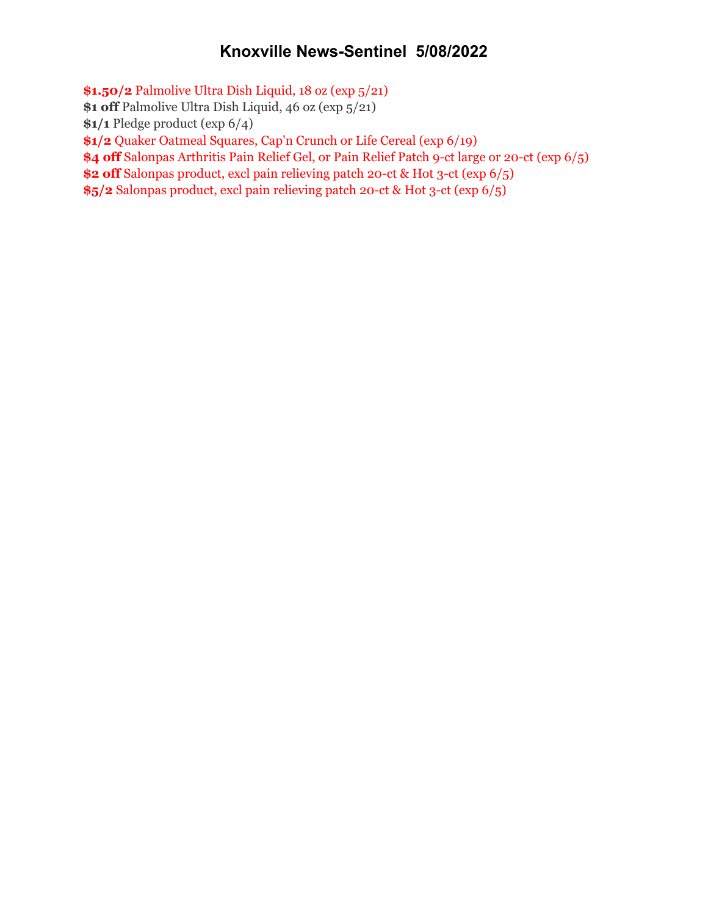# Knoxville News-Sentinel 5/08/2022

**$1.50/2** Palmolive Ultra Dish Liquid, 18 oz (exp 5/21)
**$1 off** Palmolive Ultra Dish Liquid, 46 oz (exp 5/21)
**$1/1** Pledge product (exp 6/4)
**$1/2** Quaker Oatmeal Squares, Cap'n Crunch or Life Cereal (exp 6/19)
**$4 off** Salonpas Arthritis Pain Relief Gel, or Pain Relief Patch 9-ct large or 20-ct (exp 6/5)
**$2 off** Salonpas product, excl pain relieving patch 20-ct & Hot 3-ct (exp 6/5)
**$5/2** Salonpas product, excl pain relieving patch 20-ct & Hot 3-ct (exp 6/5)